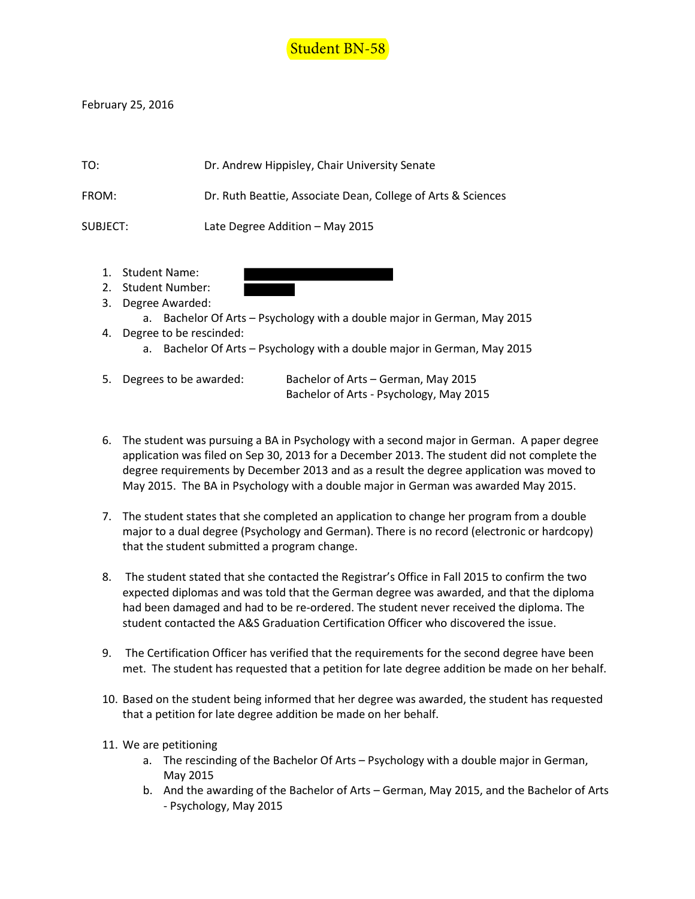Student BN-58

February 25, 2016

TO: Dr. Andrew Hippisley, Chair University Senate

FROM: Dr. Ruth Beattie, Associate Dean, College of Arts & Sciences

SUBJECT: Late Degree Addition – May 2015

1. Student Name:
2. Student Number:
3. Degree Awarded:
    a. Bachelor Of Arts – Psychology with a double major in German, May 2015
4. Degree to be rescinded:
    a. Bachelor Of Arts – Psychology with a double major in German, May 2015
5. Degrees to be awarded: Bachelor of Arts – German, May 2015
   Bachelor of Arts - Psychology, May 2015
6. The student was pursuing a BA in Psychology with a second major in German. A paper degree application was filed on Sep 30, 2013 for a December 2013. The student did not complete the degree requirements by December 2013 and as a result the degree application was moved to May 2015. The BA in Psychology with a double major in German was awarded May 2015.
7. The student states that she completed an application to change her program from a double major to a dual degree (Psychology and German). There is no record (electronic or hardcopy) that the student submitted a program change.
8. The student stated that she contacted the Registrar's Office in Fall 2015 to confirm the two expected diplomas and was told that the German degree was awarded, and that the diploma had been damaged and had to be re-ordered. The student never received the diploma. The student contacted the A&S Graduation Certification Officer who discovered the issue.
9. The Certification Officer has verified that the requirements for the second degree have been met. The student has requested that a petition for late degree addition be made on her behalf.
10. Based on the student being informed that her degree was awarded, the student has requested that a petition for late degree addition be made on her behalf.
11. We are petitioning
    a. The rescinding of the Bachelor Of Arts – Psychology with a double major in German, May 2015
    b. And the awarding of the Bachelor of Arts – German, May 2015, and the Bachelor of Arts - Psychology, May 2015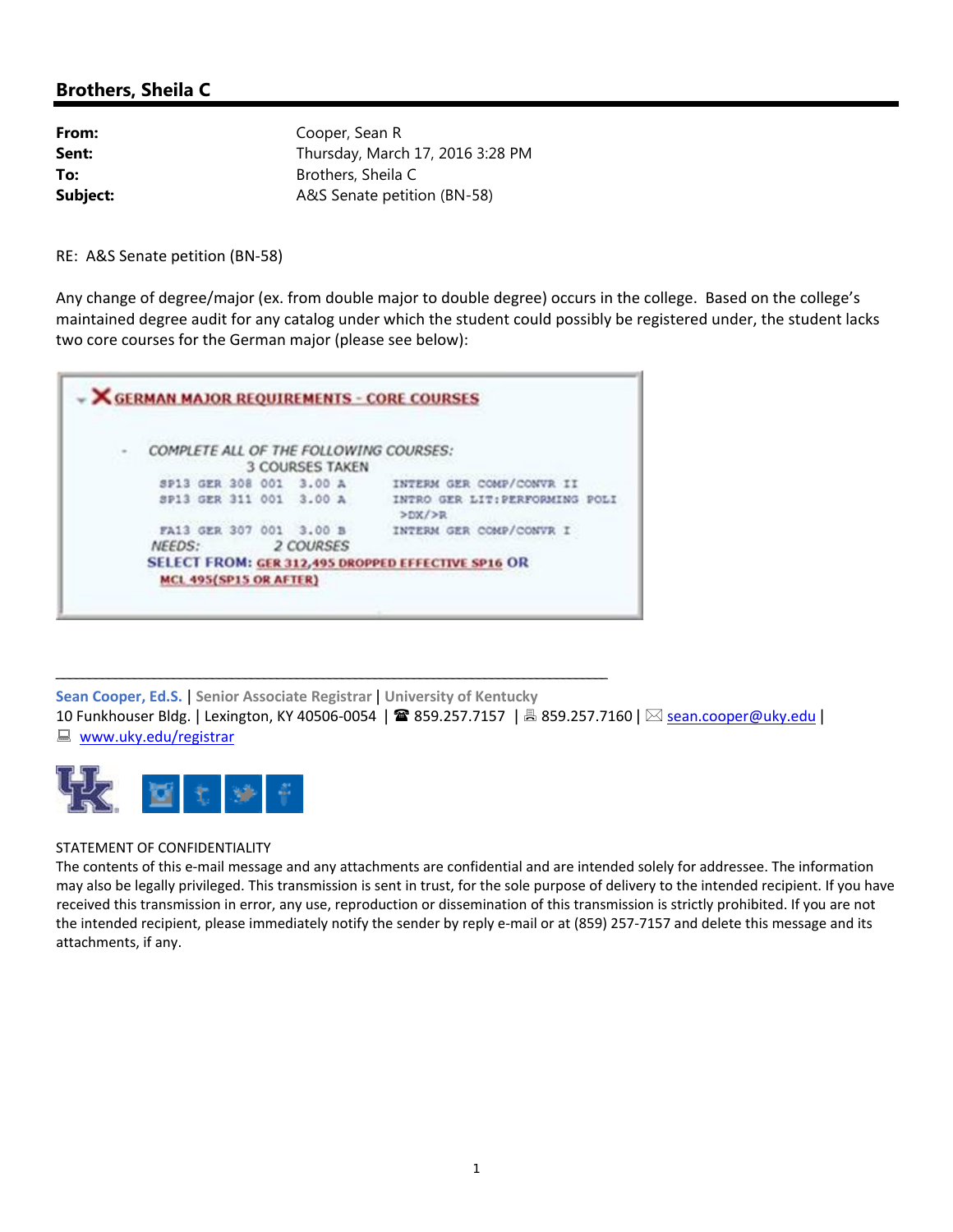## Brothers, Sheila C

| | |
|---|---|
| **From:** | Cooper, Sean R |
| **Sent:** | Thursday, March 17, 2016 3:28 PM |
| **To:** | Brothers, Sheila C |
| **Subject:** | A&S Senate petition (BN-58) |

RE: A&S Senate petition (BN-58)

Any change of degree/major (ex. from double major to double degree) occurs in the college. Based on the college's maintained degree audit for any catalog under which the student could possibly be registered under, the student lacks two core courses for the German major (please see below):

**X GERMAN MAJOR REQUIREMENTS - CORE COURSES**

- *COMPLETE ALL OF THE FOLLOWING COURSES:*

3 COURSES TAKEN

```
SP13 GER 308 001  3.00 A     INTERM GER COMP/CONVR II
SP13 GER 311 001  3.00 A     INTRO GER LIT:PERFORMING POLI
                              >DX/>R
FA13 GER 307 001  3.00 B     INTERM GER COMP/CONVR I
```

*NEEDS:* 2 COURSES

**SELECT FROM:** GER 312,495 DROPPED EFFECTIVE SP16 **OR** MCL 495(SP15 OR AFTER)

---

**Sean Cooper, Ed.S.** | **Senior Associate Registrar** | **University of Kentucky**
10 Funkhouser Bldg. | Lexington, KY 40506-0054 | ☎ 859.257.7157 | 🖷 859.257.7160 | ✉ sean.cooper@uky.edu |
💻 www.uky.edu/registrar

STATEMENT OF CONFIDENTIALITY
The contents of this e-mail message and any attachments are confidential and are intended solely for addressee. The information may also be legally privileged. This transmission is sent in trust, for the sole purpose of delivery to the intended recipient. If you have received this transmission in error, any use, reproduction or dissemination of this transmission is strictly prohibited. If you are not the intended recipient, please immediately notify the sender by reply e-mail or at (859) 257-7157 and delete this message and its attachments, if any.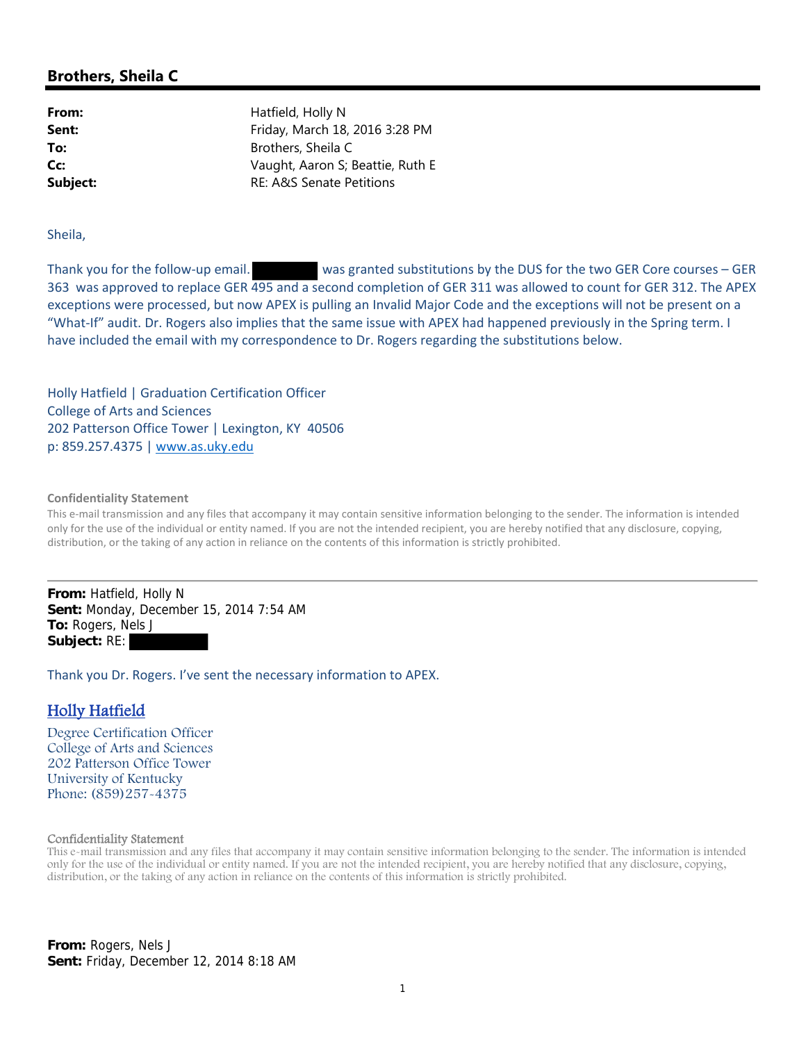## Brothers, Sheila C

**From:** Hatfield, Holly N
**Sent:** Friday, March 18, 2016 3:28 PM
**To:** Brothers, Sheila C
**Cc:** Vaught, Aaron S; Beattie, Ruth E
**Subject:** RE: A&S Senate Petitions

Sheila,

Thank you for the follow-up email. [REDACTED] was granted substitutions by the DUS for the two GER Core courses – GER 363 was approved to replace GER 495 and a second completion of GER 311 was allowed to count for GER 312. The APEX exceptions were processed, but now APEX is pulling an Invalid Major Code and the exceptions will not be present on a "What-If" audit. Dr. Rogers also implies that the same issue with APEX had happened previously in the Spring term. I have included the email with my correspondence to Dr. Rogers regarding the substitutions below.

Holly Hatfield | Graduation Certification Officer
College of Arts and Sciences
202 Patterson Office Tower | Lexington, KY 40506
p: 859.257.4375 | www.as.uky.edu

**Confidentiality Statement**
This e-mail transmission and any files that accompany it may contain sensitive information belonging to the sender. The information is intended only for the use of the individual or entity named. If you are not the intended recipient, you are hereby notified that any disclosure, copying, distribution, or the taking of any action in reliance on the contents of this information is strictly prohibited.

---

**From:** Hatfield, Holly N
**Sent:** Monday, December 15, 2014 7:54 AM
**To:** Rogers, Nels J
**Subject:** RE: [REDACTED]

Thank you Dr. Rogers. I've sent the necessary information to APEX.

Holly Hatfield
Degree Certification Officer
College of Arts and Sciences
202 Patterson Office Tower
University of Kentucky
Phone: (859)257-4375

Confidentiality Statement
This e-mail transmission and any files that accompany it may contain sensitive information belonging to the sender. The information is intended only for the use of the individual or entity named. If you are not the intended recipient, you are hereby notified that any disclosure, copying, distribution, or the taking of any action in reliance on the contents of this information is strictly prohibited.

**From:** Rogers, Nels J
**Sent:** Friday, December 12, 2014 8:18 AM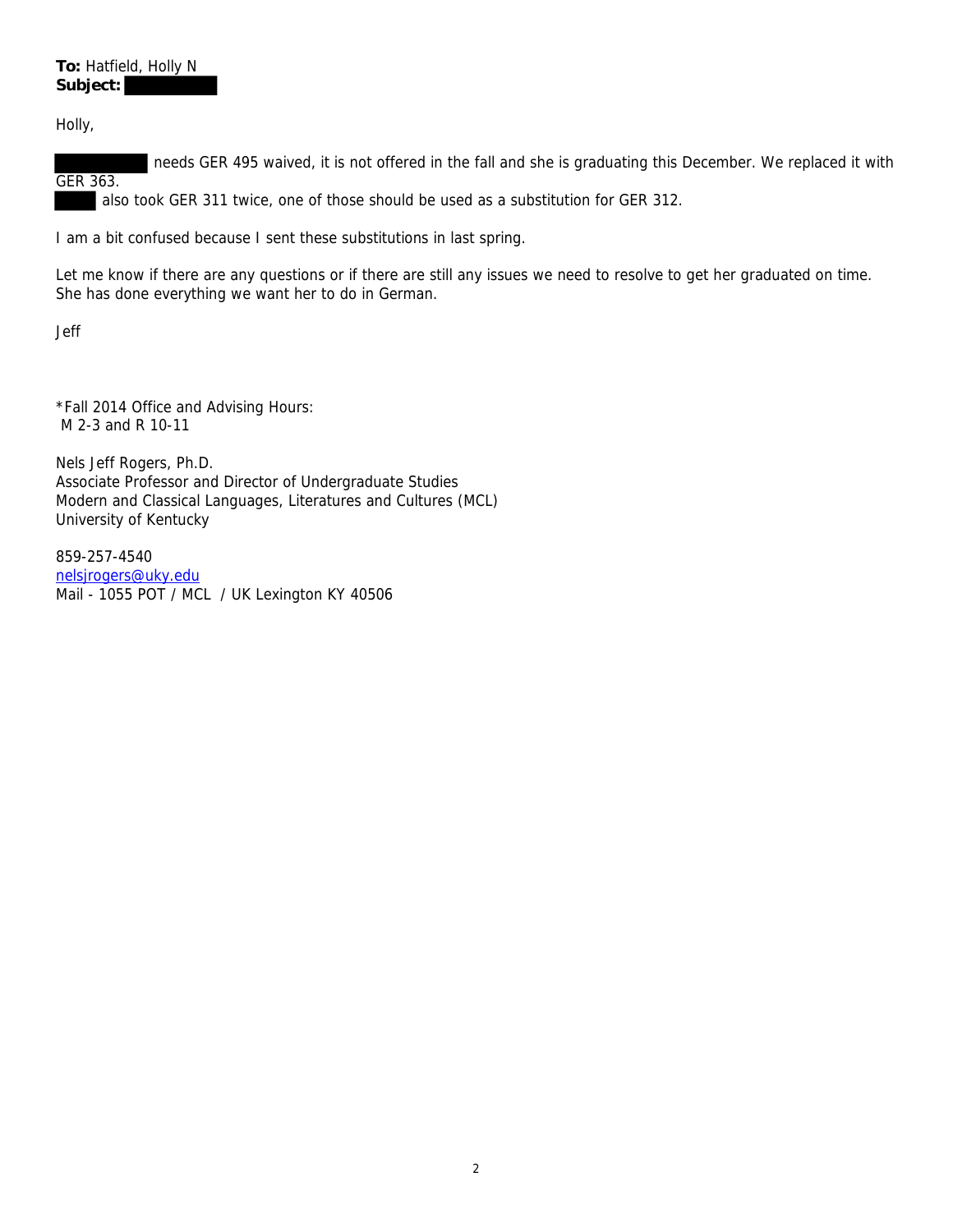**To:** Hatfield, Holly N
**Subject:** ██████████

Holly,

██████████ needs GER 495 waived, it is not offered in the fall and she is graduating this December. We replaced it with GER 363.
█████ also took GER 311 twice, one of those should be used as a substitution for GER 312.

I am a bit confused because I sent these substitutions in last spring.

Let me know if there are any questions or if there are still any issues we need to resolve to get her graduated on time. She has done everything we want her to do in German.

Jeff

*Fall 2014 Office and Advising Hours:
M 2-3 and R 10-11

Nels Jeff Rogers, Ph.D.
Associate Professor and Director of Undergraduate Studies
Modern and Classical Languages, Literatures and Cultures (MCL)
University of Kentucky

859-257-4540
nelsjrogers@uky.edu
Mail - 1055 POT / MCL / UK Lexington KY 40506